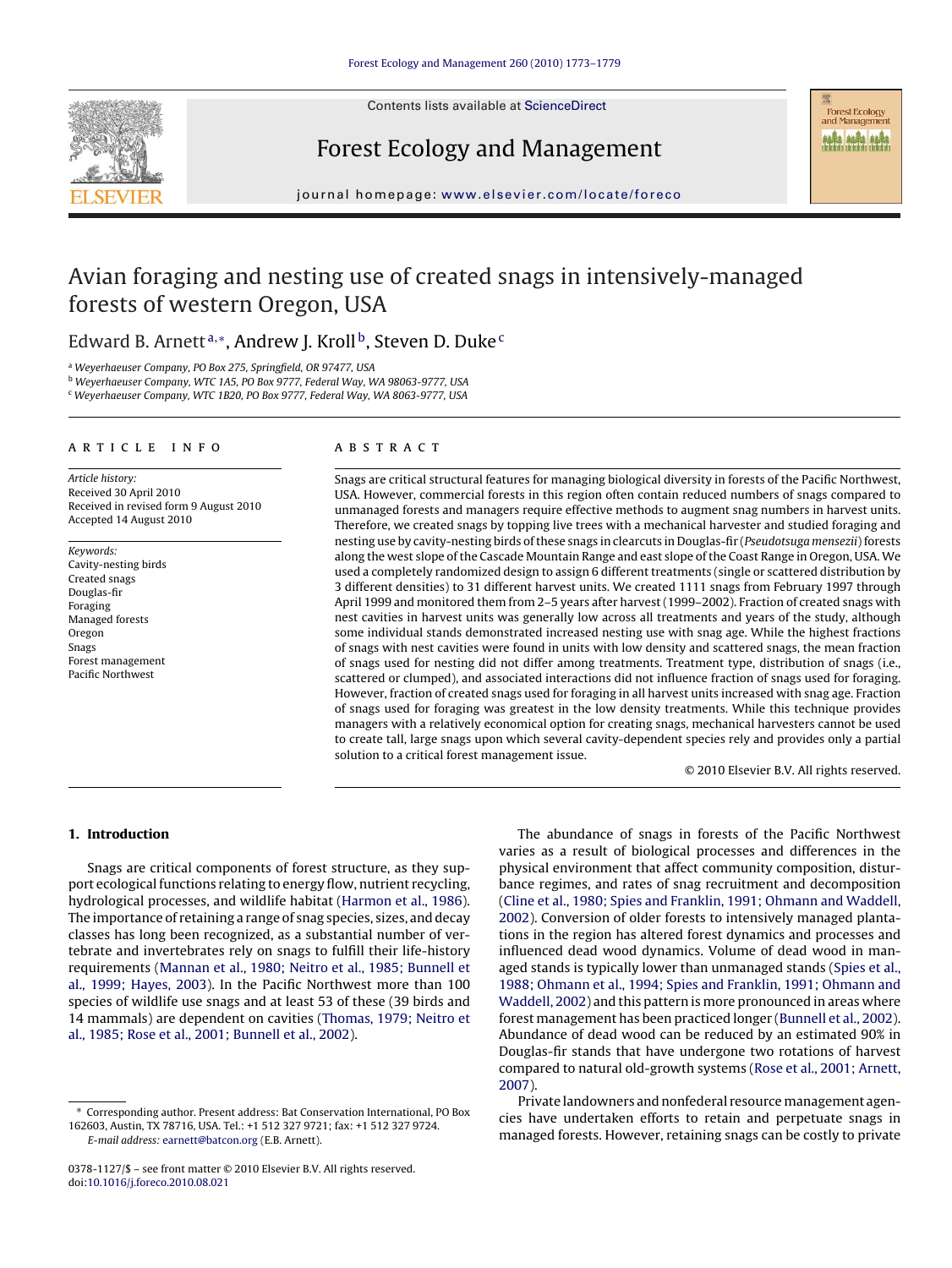# Avian foraging and nesting use of created snags in intensively-managed forests of western Oregon, USA

Edward B. Arnett[a,*], Andrew J. Kroll[b], Steven D. Duke[c]

[a] Weyerhaeuser Company, PO Box 275, Springfield, OR 97477, USA
[b] Weyerhaeuser Company, WTC 1A5, PO Box 9777, Federal Way, WA 98063-9777, USA
[c] Weyerhaeuser Company, WTC 1B20, PO Box 9777, Federal Way, WA 8063-9777, USA

## ARTICLE INFO

*Article history:*
Received 30 April 2010
Received in revised form 9 August 2010
Accepted 14 August 2010

*Keywords:*
Cavity-nesting birds
Created snags
Douglas-fir
Foraging
Managed forests
Oregon
Snags
Forest management
Pacific Northwest

## ABSTRACT

Snags are critical structural features for managing biological diversity in forests of the Pacific Northwest, USA. However, commercial forests in this region often contain reduced numbers of snags compared to unmanaged forests and managers require effective methods to augment snag numbers in harvest units. Therefore, we created snags by topping live trees with a mechanical harvester and studied foraging and nesting use by cavity-nesting birds of these snags in clearcuts in Douglas-fir (*Pseudotsuga mensezii*) forests along the west slope of the Cascade Mountain Range and east slope of the Coast Range in Oregon, USA. We used a completely randomized design to assign 6 different treatments (single or scattered distribution by 3 different densities) to 31 different harvest units. We created 1111 snags from February 1997 through April 1999 and monitored them from 2–5 years after harvest (1999–2002). Fraction of created snags with nest cavities in harvest units was generally low across all treatments and years of the study, although some individual stands demonstrated increased nesting use with snag age. While the highest fractions of snags with nest cavities were found in units with low density and scattered snags, the mean fraction of snags used for nesting did not differ among treatments. Treatment type, distribution of snags (i.e., scattered or clumped), and associated interactions did not influence fraction of snags used for foraging. However, fraction of created snags used for foraging in all harvest units increased with snag age. Fraction of snags used for foraging was greatest in the low density treatments. While this technique provides managers with a relatively economical option for creating snags, mechanical harvesters cannot be used to create tall, large snags upon which several cavity-dependent species rely and provides only a partial solution to a critical forest management issue.

© 2010 Elsevier B.V. All rights reserved.

## 1. Introduction

Snags are critical components of forest structure, as they support ecological functions relating to energy flow, nutrient recycling, hydrological processes, and wildlife habitat (Harmon et al., 1986). The importance of retaining a range of snag species, sizes, and decay classes has long been recognized, as a substantial number of vertebrate and invertebrates rely on snags to fulfill their life-history requirements (Mannan et al., 1980; Neitro et al., 1985; Bunnell et al., 1999; Hayes, 2003). In the Pacific Northwest more than 100 species of wildlife use snags and at least 53 of these (39 birds and 14 mammals) are dependent on cavities (Thomas, 1979; Neitro et al., 1985; Rose et al., 2001; Bunnell et al., 2002).

The abundance of snags in forests of the Pacific Northwest varies as a result of biological processes and differences in the physical environment that affect community composition, disturbance regimes, and rates of snag recruitment and decomposition (Cline et al., 1980; Spies and Franklin, 1991; Ohmann and Waddell, 2002). Conversion of older forests to intensively managed plantations in the region has altered forest dynamics and processes and influenced dead wood dynamics. Volume of dead wood in managed stands is typically lower than unmanaged stands (Spies et al., 1988; Ohmann et al., 1994; Spies and Franklin, 1991; Ohmann and Waddell, 2002) and this pattern is more pronounced in areas where forest management has been practiced longer (Bunnell et al., 2002). Abundance of dead wood can be reduced by an estimated 90% in Douglas-fir stands that have undergone two rotations of harvest compared to natural old-growth systems (Rose et al., 2001; Arnett, 2007).

Private landowners and nonfederal resource management agencies have undertaken efforts to retain and perpetuate snags in managed forests. However, retaining snags can be costly to private

\* Corresponding author. Present address: Bat Conservation International, PO Box 162603, Austin, TX 78716, USA. Tel.: +1 512 327 9721; fax: +1 512 327 9724. E-mail address: earnett@batcon.org (E.B. Arnett).

0378-1127/$ – see front matter © 2010 Elsevier B.V. All rights reserved.
doi:10.1016/j.foreco.2010.08.021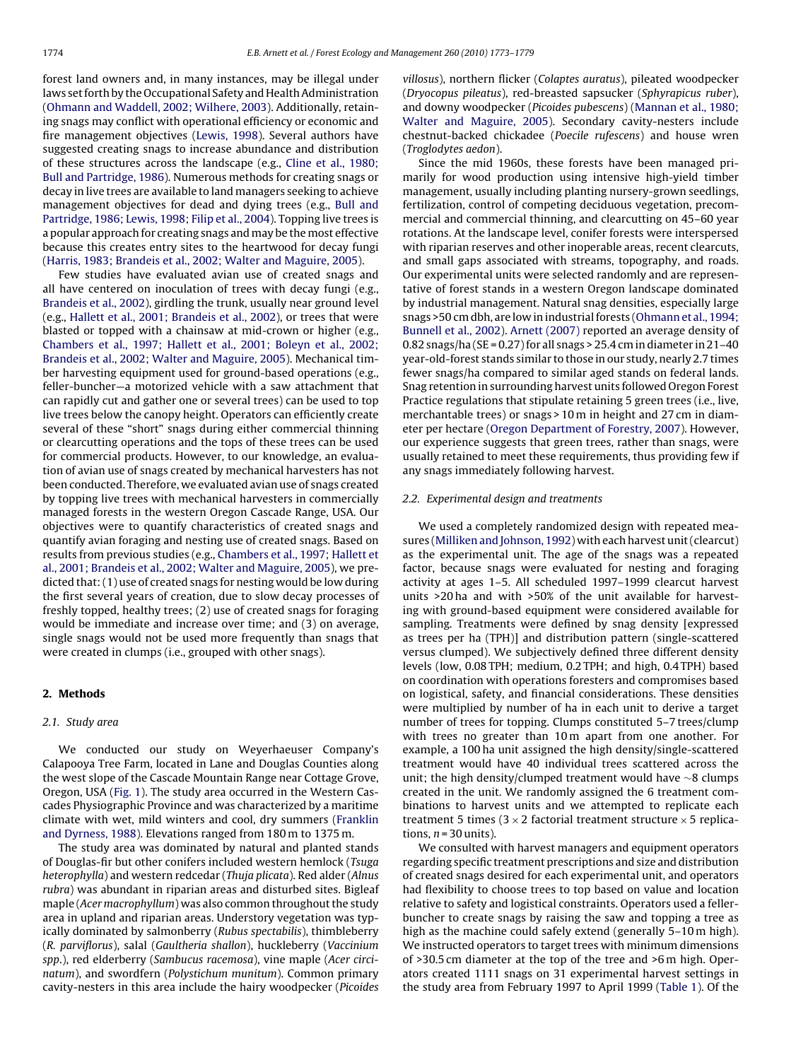forest land owners and, in many instances, may be illegal under laws set forth by the Occupational Safety and Health Administration (Ohmann and Waddell, 2002; Wilhere, 2003). Additionally, retaining snags may conflict with operational efficiency or economic and fire management objectives (Lewis, 1998). Several authors have suggested creating snags to increase abundance and distribution of these structures across the landscape (e.g., Cline et al., 1980; Bull and Partridge, 1986). Numerous methods for creating snags or decay in live trees are available to land managers seeking to achieve management objectives for dead and dying trees (e.g., Bull and Partridge, 1986; Lewis, 1998; Filip et al., 2004). Topping live trees is a popular approach for creating snags and may be the most effective because this creates entry sites to the heartwood for decay fungi (Harris, 1983; Brandeis et al., 2002; Walter and Maguire, 2005).

Few studies have evaluated avian use of created snags and all have centered on inoculation of trees with decay fungi (e.g., Brandeis et al., 2002), girdling the trunk, usually near ground level (e.g., Hallett et al., 2001; Brandeis et al., 2002), or trees that were blasted or topped with a chainsaw at mid-crown or higher (e.g., Chambers et al., 1997; Hallett et al., 2001; Boleyn et al., 2002; Brandeis et al., 2002; Walter and Maguire, 2005). Mechanical timber harvesting equipment used for ground-based operations (e.g., feller-buncher—a motorized vehicle with a saw attachment that can rapidly cut and gather one or several trees) can be used to top live trees below the canopy height. Operators can efficiently create several of these "short" snags during either commercial thinning or clearcutting operations and the tops of these trees can be used for commercial products. However, to our knowledge, an evaluation of avian use of snags created by mechanical harvesters has not been conducted. Therefore, we evaluated avian use of snags created by topping live trees with mechanical harvesters in commercially managed forests in the western Oregon Cascade Range, USA. Our objectives were to quantify characteristics of created snags and quantify avian foraging and nesting use of created snags. Based on results from previous studies (e.g., Chambers et al., 1997; Hallett et al., 2001; Brandeis et al., 2002; Walter and Maguire, 2005), we predicted that: (1) use of created snags for nesting would be low during the first several years of creation, due to slow decay processes of freshly topped, healthy trees; (2) use of created snags for foraging would be immediate and increase over time; and (3) on average, single snags would not be used more frequently than snags that were created in clumps (i.e., grouped with other snags).

## 2. Methods

### 2.1. Study area

We conducted our study on Weyerhaeuser Company's Calapooya Tree Farm, located in Lane and Douglas Counties along the west slope of the Cascade Mountain Range near Cottage Grove, Oregon, USA (Fig. 1). The study area occurred in the Western Cascades Physiographic Province and was characterized by a maritime climate with wet, mild winters and cool, dry summers (Franklin and Dyrness, 1988). Elevations ranged from 180 m to 1375 m.

The study area was dominated by natural and planted stands of Douglas-fir but other conifers included western hemlock (*Tsuga heterophylla*) and western redcedar (*Thuja plicata*). Red alder (*Alnus rubra*) was abundant in riparian areas and disturbed sites. Bigleaf maple (*Acer macrophyllum*) was also common throughout the study area in upland and riparian areas. Understory vegetation was typically dominated by salmonberry (*Rubus spectabilis*), thimbleberry (*R. parviflorus*), salal (*Gaultheria shallon*), huckleberry (*Vaccinium spp.*), red elderberry (*Sambucus racemosa*), vine maple (*Acer circinatum*), and swordfern (*Polystichum munitum*). Common primary cavity-nesters in this area include the hairy woodpecker (*Picoides villosus*), northern flicker (*Colaptes auratus*), pileated woodpecker (*Dryocopus pileatus*), red-breasted sapsucker (*Sphyrapicus ruber*), and downy woodpecker (*Picoides pubescens*) (Mannan et al., 1980; Walter and Maguire, 2005). Secondary cavity-nesters include chestnut-backed chickadee (*Poecile rufescens*) and house wren (*Troglodytes aedon*).

Since the mid 1960s, these forests have been managed primarily for wood production using intensive high-yield timber management, usually including planting nursery-grown seedlings, fertilization, control of competing deciduous vegetation, precommercial and commercial thinning, and clearcutting on 45–60 year rotations. At the landscape level, conifer forests were interspersed with riparian reserves and other inoperable areas, recent clearcuts, and small gaps associated with streams, topography, and roads. Our experimental units were selected randomly and are representative of forest stands in a western Oregon landscape dominated by industrial management. Natural snag densities, especially large snags > 50 cm dbh, are low in industrial forests (Ohmann et al., 1994; Bunnell et al., 2002). Arnett (2007) reported an average density of 0.82 snags/ha (SE = 0.27) for all snags > 25.4 cm in diameter in 21–40 year-old-forest stands similar to those in our study, nearly 2.7 times fewer snags/ha compared to similar aged stands on federal lands. Snag retention in surrounding harvest units followed Oregon Forest Practice regulations that stipulate retaining 5 green trees (i.e., live, merchantable trees) or snags > 10 m in height and 27 cm in diameter per hectare (Oregon Department of Forestry, 2007). However, our experience suggests that green trees, rather than snags, were usually retained to meet these requirements, thus providing few if any snags immediately following harvest.

### 2.2. Experimental design and treatments

We used a completely randomized design with repeated measures (Milliken and Johnson, 1992) with each harvest unit (clearcut) as the experimental unit. The age of the snags was a repeated factor, because snags were evaluated for nesting and foraging activity at ages 1–5. All scheduled 1997–1999 clearcut harvest units > 20 ha and with > 50% of the unit available for harvesting with ground-based equipment were considered available for sampling. Treatments were defined by snag density [expressed as trees per ha (TPH)] and distribution pattern (single-scattered versus clumped). We subjectively defined three different density levels (low, 0.08 TPH; medium, 0.2 TPH; and high, 0.4 TPH) based on coordination with operations foresters and compromises based on logistical, safety, and financial considerations. These densities were multiplied by number of ha in each unit to derive a target number of trees for topping. Clumps constituted 5–7 trees/clump with trees no greater than 10 m apart from one another. For example, a 100 ha unit assigned the high density/single-scattered treatment would have 40 individual trees scattered across the unit; the high density/clumped treatment would have ~8 clumps created in the unit. We randomly assigned the 6 treatment combinations to harvest units and we attempted to replicate each treatment 5 times (3 × 2 factorial treatment structure × 5 replications, $n = 30$ units).

We consulted with harvest managers and equipment operators regarding specific treatment prescriptions and size and distribution of created snags desired for each experimental unit, and operators had flexibility to choose trees to top based on value and location relative to safety and logistical constraints. Operators used a feller-buncher to create snags by raising the saw and topping a tree as high as the machine could safely extend (generally 5–10 m high). We instructed operators to target trees with minimum dimensions of > 30.5 cm diameter at the top of the tree and > 6 m high. Operators created 1111 snags on 31 experimental harvest settings in the study area from February 1997 to April 1999 (Table 1). Of the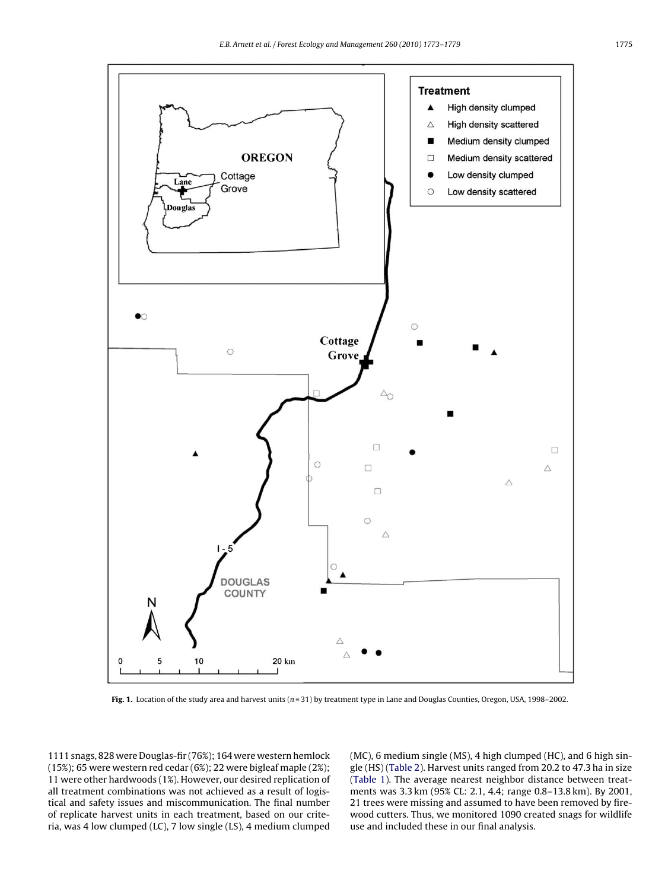**Fig. 1.** Location of the study area and harvest units ($n = 31$) by treatment type in Lane and Douglas Counties, Oregon, USA, 1998–2002.

1111 snags, 828 were Douglas-fir (76%); 164 were western hemlock (15%); 65 were western red cedar (6%); 22 were bigleaf maple (2%); 11 were other hardwoods (1%). However, our desired replication of all treatment combinations was not achieved as a result of logistical and safety issues and miscommunication. The final number of replicate harvest units in each treatment, based on our criteria, was 4 low clumped (LC), 7 low single (LS), 4 medium clumped (MC), 6 medium single (MS), 4 high clumped (HC), and 6 high single (HS) (Table 2). Harvest units ranged from 20.2 to 47.3 ha in size (Table 1). The average nearest neighbor distance between treatments was 3.3 km (95% CL: 2.1, 4.4; range 0.8–13.8 km). By 2001, 21 trees were missing and assumed to have been removed by firewood cutters. Thus, we monitored 1090 created snags for wildlife use and included these in our final analysis.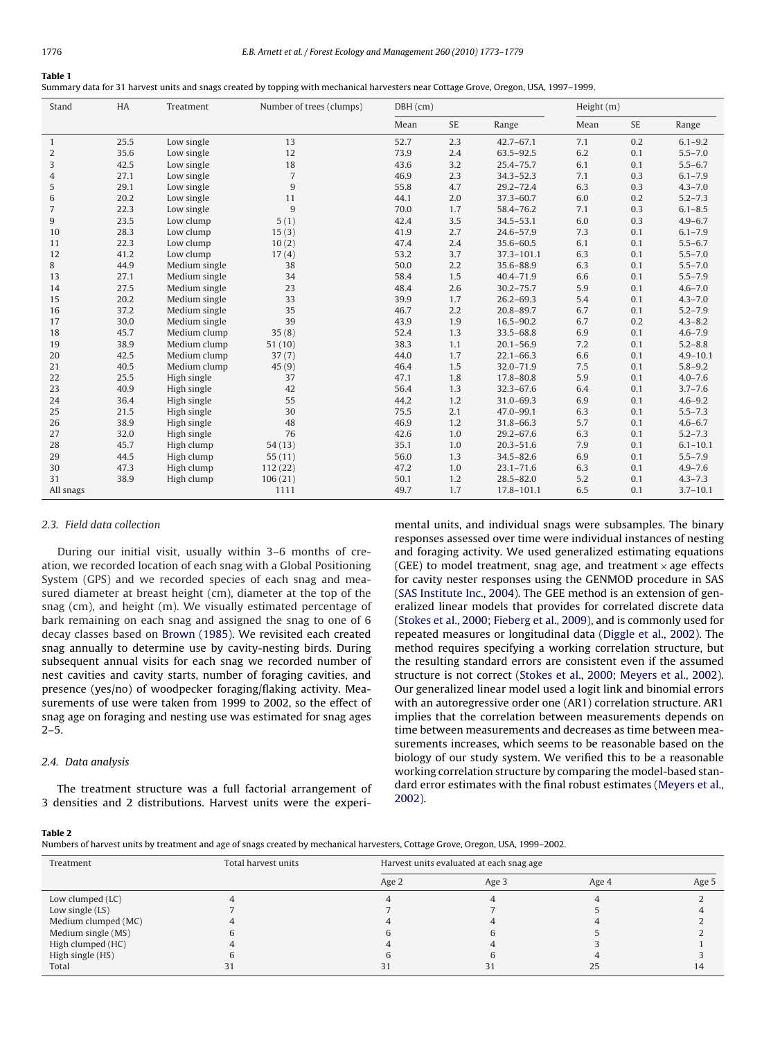**Table 1**
Summary data for 31 harvest units and snags created by topping with mechanical harvesters near Cottage Grove, Oregon, USA, 1997–1999.

| Stand | HA | Treatment | Number of trees (clumps) | DBH (cm) | | | Height (m) | | |
|---|---|---|---|---|---|---|---|---|---|
| | | | | Mean | SE | Range | Mean | SE | Range |
| 1 | 25.5 | Low single | 13 | 52.7 | 2.3 | 42.7–67.1 | 7.1 | 0.2 | 6.1–9.2 |
| 2 | 35.6 | Low single | 12 | 73.9 | 2.4 | 63.5–92.5 | 6.2 | 0.1 | 5.5–7.0 |
| 3 | 42.5 | Low single | 18 | 43.6 | 3.2 | 25.4–75.7 | 6.1 | 0.1 | 5.5–6.7 |
| 4 | 27.1 | Low single | 7 | 46.9 | 2.3 | 34.3–52.3 | 7.1 | 0.3 | 6.1–7.9 |
| 5 | 29.1 | Low single | 9 | 55.8 | 4.7 | 29.2–72.4 | 6.3 | 0.3 | 4.3–7.0 |
| 6 | 20.2 | Low single | 11 | 44.1 | 2.0 | 37.3–60.7 | 6.0 | 0.2 | 5.2–7.3 |
| 7 | 22.3 | Low single | 9 | 70.0 | 1.7 | 58.4–76.2 | 7.1 | 0.3 | 6.1–8.5 |
| 9 | 23.5 | Low clump | 5 (1) | 42.4 | 3.5 | 34.5–53.1 | 6.0 | 0.3 | 4.9–6.7 |
| 10 | 28.3 | Low clump | 15 (3) | 41.9 | 2.7 | 24.6–57.9 | 7.3 | 0.1 | 6.1–7.9 |
| 11 | 22.3 | Low clump | 10 (2) | 47.4 | 2.4 | 35.6–60.5 | 6.1 | 0.1 | 5.5–6.7 |
| 12 | 41.2 | Low clump | 17 (4) | 53.2 | 3.7 | 37.3–101.1 | 6.3 | 0.1 | 5.5–7.0 |
| 8 | 44.9 | Medium single | 38 | 50.0 | 2.2 | 35.6–88.9 | 6.3 | 0.1 | 5.5–7.0 |
| 13 | 27.1 | Medium single | 34 | 58.4 | 1.5 | 40.4–71.9 | 6.6 | 0.1 | 5.5–7.9 |
| 14 | 27.5 | Medium single | 23 | 48.4 | 2.6 | 30.2–75.7 | 5.9 | 0.1 | 4.6–7.0 |
| 15 | 20.2 | Medium single | 33 | 39.9 | 1.7 | 26.2–69.3 | 5.4 | 0.1 | 4.3–7.0 |
| 16 | 37.2 | Medium single | 35 | 46.7 | 2.2 | 20.8–89.7 | 6.7 | 0.1 | 5.2–7.9 |
| 17 | 30.0 | Medium single | 39 | 43.9 | 1.9 | 16.5–90.2 | 6.7 | 0.2 | 4.3–8.2 |
| 18 | 45.7 | Medium clump | 35 (8) | 52.4 | 1.3 | 33.5–68.8 | 6.9 | 0.1 | 4.6–7.9 |
| 19 | 38.9 | Medium clump | 51 (10) | 38.3 | 1.1 | 20.1–56.9 | 7.2 | 0.1 | 5.2–8.8 |
| 20 | 42.5 | Medium clump | 37 (7) | 44.0 | 1.7 | 22.1–66.3 | 6.6 | 0.1 | 4.9–10.1 |
| 21 | 40.5 | Medium clump | 45 (9) | 46.4 | 1.5 | 32.0–71.9 | 7.5 | 0.1 | 5.8–9.2 |
| 22 | 25.5 | High single | 37 | 47.1 | 1.8 | 17.8–80.8 | 5.9 | 0.1 | 4.0–7.6 |
| 23 | 40.9 | High single | 42 | 56.4 | 1.3 | 32.3–67.6 | 6.4 | 0.1 | 3.7–7.6 |
| 24 | 36.4 | High single | 55 | 44.2 | 1.2 | 31.0–69.3 | 6.9 | 0.1 | 4.6–9.2 |
| 25 | 21.5 | High single | 30 | 75.5 | 2.1 | 47.0–99.1 | 6.3 | 0.1 | 5.5–7.3 |
| 26 | 38.9 | High single | 48 | 46.9 | 1.2 | 31.8–66.3 | 5.7 | 0.1 | 4.6–6.7 |
| 27 | 32.0 | High single | 76 | 42.6 | 1.0 | 29.2–67.6 | 6.3 | 0.1 | 5.2–7.3 |
| 28 | 45.7 | High clump | 54 (13) | 35.1 | 1.0 | 20.3–51.6 | 7.9 | 0.1 | 6.1–10.1 |
| 29 | 44.5 | High clump | 55 (11) | 56.0 | 1.3 | 34.5–82.6 | 6.9 | 0.1 | 5.5–7.9 |
| 30 | 47.3 | High clump | 112 (22) | 47.2 | 1.0 | 23.1–71.6 | 6.3 | 0.1 | 4.9–7.6 |
| 31 | 38.9 | High clump | 106 (21) | 50.1 | 1.2 | 28.5–82.0 | 5.2 | 0.1 | 4.3–7.3 |
| All snags | | | 1111 | 49.7 | 1.7 | 17.8–101.1 | 6.5 | 0.1 | 3.7–10.1 |

### 2.3. Field data collection

During our initial visit, usually within 3–6 months of creation, we recorded location of each snag with a Global Positioning System (GPS) and we recorded species of each snag and measured diameter at breast height (cm), diameter at the top of the snag (cm), and height (m). We visually estimated percentage of bark remaining on each snag and assigned the snag to one of 6 decay classes based on Brown (1985). We revisited each created snag annually to determine use by cavity-nesting birds. During subsequent annual visits for each snag we recorded number of nest cavities and cavity starts, number of foraging cavities, and presence (yes/no) of woodpecker foraging/flaking activity. Measurements of use were taken from 1999 to 2002, so the effect of snag age on foraging and nesting use was estimated for snag ages 2–5.

### 2.4. Data analysis

The treatment structure was a full factorial arrangement of 3 densities and 2 distributions. Harvest units were the experimental units, and individual snags were subsamples. The binary responses assessed over time were individual instances of nesting and foraging activity. We used generalized estimating equations (GEE) to model treatment, snag age, and treatment × age effects for cavity nester responses using the GENMOD procedure in SAS (SAS Institute Inc., 2004). The GEE method is an extension of generalized linear models that provides for correlated discrete data (Stokes et al., 2000; Fieberg et al., 2009), and is commonly used for repeated measures or longitudinal data (Diggle et al., 2002). The method requires specifying a working correlation structure, but the resulting standard errors are consistent even if the assumed structure is not correct (Stokes et al., 2000; Meyers et al., 2002). Our generalized linear model used a logit link and binomial errors with an autoregressive order one (AR1) correlation structure. AR1 implies that the correlation between measurements depends on time between measurements and decreases as time between measurements increases, which seems to be reasonable based on the biology of our study system. We verified this to be a reasonable working correlation structure by comparing the model-based standard error estimates with the final robust estimates (Meyers et al., 2002).

**Table 2**
Numbers of harvest units by treatment and age of snags created by mechanical harvesters, Cottage Grove, Oregon, USA, 1999–2002.

| Treatment | Total harvest units | Harvest units evaluated at each snag age | | | |
|---|---|---|---|---|---|
| | | Age 2 | Age 3 | Age 4 | Age 5 |
| Low clumped (LC) | 4 | 4 | 4 | 4 | 2 |
| Low single (LS) | 7 | 7 | 7 | 5 | 4 |
| Medium clumped (MC) | 4 | 4 | 4 | 4 | 2 |
| Medium single (MS) | 6 | 6 | 6 | 5 | 2 |
| High clumped (HC) | 4 | 4 | 4 | 3 | 1 |
| High single (HS) | 6 | 6 | 6 | 4 | 3 |
| Total | 31 | 31 | 31 | 25 | 14 |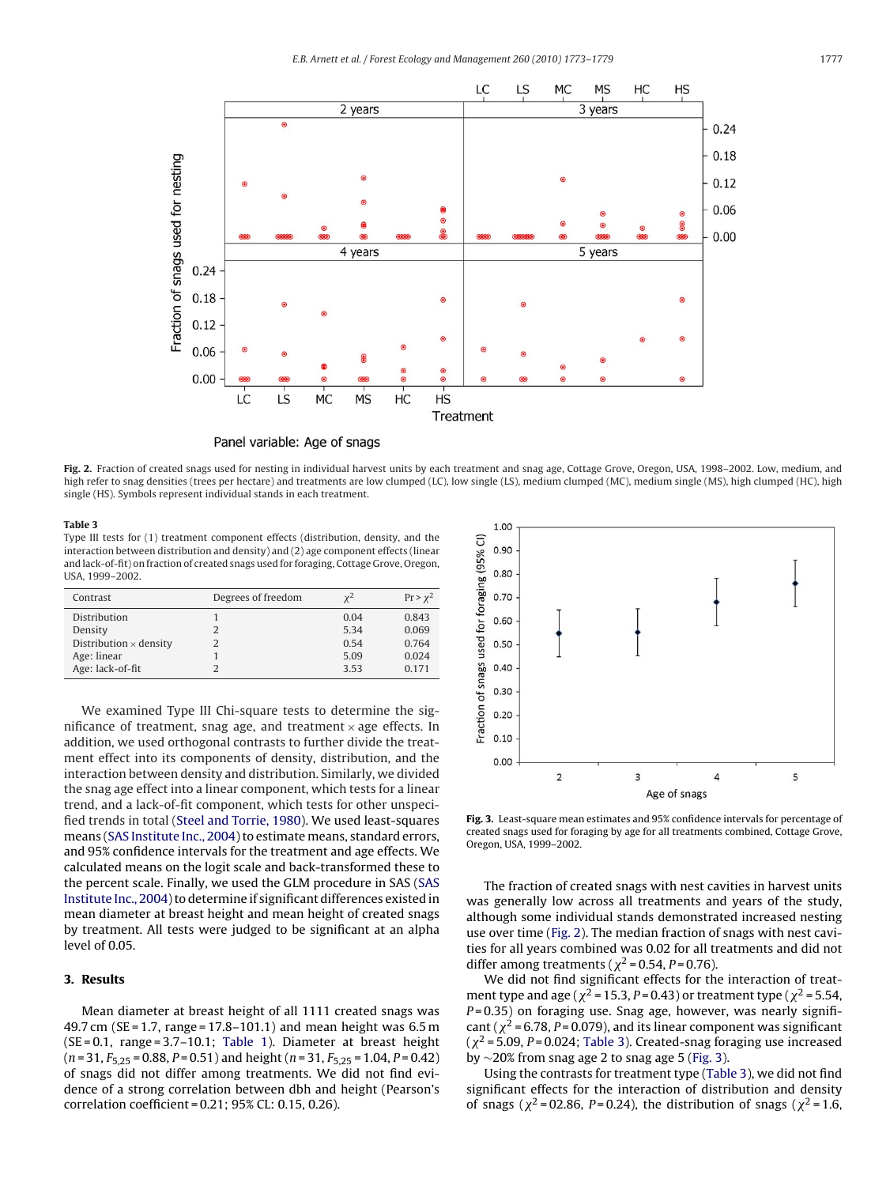Fig. 2. Fraction of created snags used for nesting in individual harvest units by each treatment and snag age, Cottage Grove, Oregon, USA, 1998–2002. Low, medium, and high refer to snag densities (trees per hectare) and treatments are low clumped (LC), low single (LS), medium clumped (MC), medium single (MS), high clumped (HC), high single (HS). Symbols represent individual stands in each treatment.

**Table 3**
Type III tests for (1) treatment component effects (distribution, density, and the interaction between distribution and density) and (2) age component effects (linear and lack-of-fit) on fraction of created snags used for foraging, Cottage Grove, Oregon, USA, 1999–2002.

| Contrast | Degrees of freedom | $\chi^2$ | $\Pr > \chi^2$ |
|---|---|---|---|
| Distribution | 1 | 0.04 | 0.843 |
| Density | 2 | 5.34 | 0.069 |
| Distribution × density | 2 | 0.54 | 0.764 |
| Age: linear | 1 | 5.09 | 0.024 |
| Age: lack-of-fit | 2 | 3.53 | 0.171 |

We examined Type III Chi-square tests to determine the significance of treatment, snag age, and treatment × age effects. In addition, we used orthogonal contrasts to further divide the treatment effect into its components of density, distribution, and the interaction between density and distribution. Similarly, we divided the snag age effect into a linear component, which tests for a linear trend, and a lack-of-fit component, which tests for other unspecified trends in total (Steel and Torrie, 1980). We used least-squares means (SAS Institute Inc., 2004) to estimate means, standard errors, and 95% confidence intervals for the treatment and age effects. We calculated means on the logit scale and back-transformed these to the percent scale. Finally, we used the GLM procedure in SAS (SAS Institute Inc., 2004) to determine if significant differences existed in mean diameter at breast height and mean height of created snags by treatment. All tests were judged to be significant at an alpha level of 0.05.

## 3. Results

Mean diameter at breast height of all 1111 created snags was 49.7 cm (SE = 1.7, range = 17.8–101.1) and mean height was 6.5 m (SE = 0.1, range = 3.7–10.1; Table 1). Diameter at breast height ($n = 31$, $F_{5,25} = 0.88$, $P = 0.51$) and height ($n = 31$, $F_{5,25} = 1.04$, $P = 0.42$) of snags did not differ among treatments. We did not find evidence of a strong correlation between dbh and height (Pearson's correlation coefficient = 0.21; 95% CL: 0.15, 0.26).

Fig. 3. Least-square mean estimates and 95% confidence intervals for percentage of created snags used for foraging by age for all treatments combined, Cottage Grove, Oregon, USA, 1999–2002.

The fraction of created snags with nest cavities in harvest units was generally low across all treatments and years of the study, although some individual stands demonstrated increased nesting use over time (Fig. 2). The median fraction of snags with nest cavities for all years combined was 0.02 for all treatments and did not differ among treatments ($\chi^2 = 0.54$, $P = 0.76$).

We did not find significant effects for the interaction of treatment type and age ($\chi^2 = 15.3$, $P = 0.43$) or treatment type ($\chi^2 = 5.54$, $P = 0.35$) on foraging use. Snag age, however, was nearly significant ($\chi^2 = 6.78$, $P = 0.079$), and its linear component was significant ($\chi^2 = 5.09$, $P = 0.024$; Table 3). Created-snag foraging use increased by ~20% from snag age 2 to snag age 5 (Fig. 3).

Using the contrasts for treatment type (Table 3), we did not find significant effects for the interaction of distribution and density of snags ($\chi^2 = 02.86$, $P = 0.24$), the distribution of snags ($\chi^2 = 1.6$,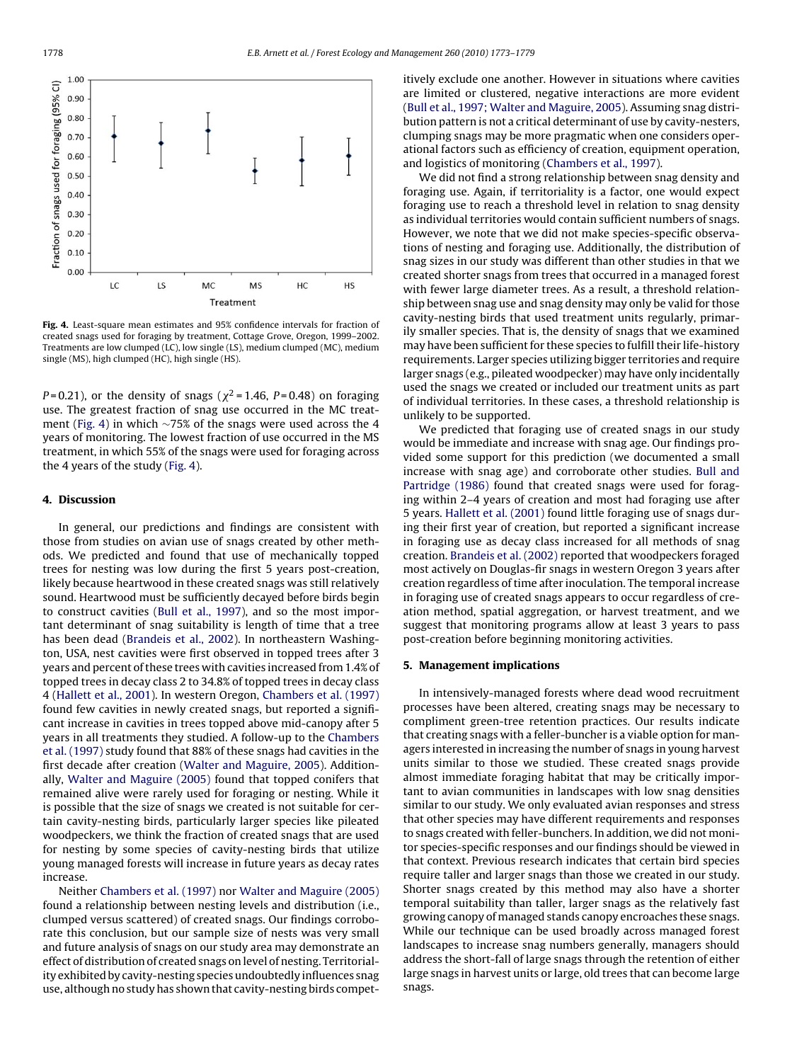Fraction of snags used for foraging (95% CI)

1.00
0.90
0.80
0.70
0.60
0.50
0.40
0.30
0.20
0.10
0.00

LC LS MC MS HC HS

Treatment

**Fig. 4.** Least-square mean estimates and 95% confidence intervals for fraction of created snags used for foraging by treatment, Cottage Grove, Oregon, 1999–2002. Treatments are low clumped (LC), low single (LS), medium clumped (MC), medium single (MS), high clumped (HC), high single (HS).

$P = 0.21$), or the density of snags ($\chi^2 = 1.46$, $P = 0.48$) on foraging use. The greatest fraction of snag use occurred in the MC treatment (Fig. 4) in which ~75% of the snags were used across the 4 years of monitoring. The lowest fraction of use occurred in the MS treatment, in which 55% of the snags were used for foraging across the 4 years of the study (Fig. 4).

## 4. Discussion

In general, our predictions and findings are consistent with those from studies on avian use of snags created by other methods. We predicted and found that use of mechanically topped trees for nesting was low during the first 5 years post-creation, likely because heartwood in these created snags was still relatively sound. Heartwood must be sufficiently decayed before birds begin to construct cavities (Bull et al., 1997), and so the most important determinant of snag suitability is length of time that a tree has been dead (Brandeis et al., 2002). In northeastern Washington, USA, nest cavities were first observed in topped trees after 3 years and percent of these trees with cavities increased from 1.4% of topped trees in decay class 2 to 34.8% of topped trees in decay class 4 (Hallett et al., 2001). In western Oregon, Chambers et al. (1997) found few cavities in newly created snags, but reported a significant increase in cavities in trees topped above mid-canopy after 5 years in all treatments they studied. A follow-up to the Chambers et al. (1997) study found that 88% of these snags had cavities in the first decade after creation (Walter and Maguire, 2005). Additionally, Walter and Maguire (2005) found that topped conifers that remained alive were rarely used for foraging or nesting. While it is possible that the size of snags we created is not suitable for certain cavity-nesting birds, particularly larger species like pileated woodpeckers, we think the fraction of created snags that are used for nesting by some species of cavity-nesting birds that utilize young managed forests will increase in future years as decay rates increase.

Neither Chambers et al. (1997) nor Walter and Maguire (2005) found a relationship between nesting levels and distribution (i.e., clumped versus scattered) of created snags. Our findings corroborate this conclusion, but our sample size of nests was very small and future analysis of snags on our study area may demonstrate an effect of distribution of created snags on level of nesting. Territoriality exhibited by cavity-nesting species undoubtedly influences snag use, although no study has shown that cavity-nesting birds competitively exclude one another. However in situations where cavities are limited or clustered, negative interactions are more evident (Bull et al., 1997; Walter and Maguire, 2005). Assuming snag distribution pattern is not a critical determinant of use by cavity-nesters, clumping snags may be more pragmatic when one considers operational factors such as efficiency of creation, equipment operation, and logistics of monitoring (Chambers et al., 1997).

We did not find a strong relationship between snag density and foraging use. Again, if territoriality is a factor, one would expect foraging use to reach a threshold level in relation to snag density as individual territories would contain sufficient numbers of snags. However, we note that we did not make species-specific observations of nesting and foraging use. Additionally, the distribution of snag sizes in our study was different than other studies in that we created shorter snags from trees that occurred in a managed forest with fewer large diameter trees. As a result, a threshold relationship between snag use and snag density may only be valid for those cavity-nesting birds that used treatment units regularly, primarily smaller species. That is, the density of snags that we examined may have been sufficient for these species to fulfill their life-history requirements. Larger species utilizing bigger territories and require larger snags (e.g., pileated woodpecker) may have only incidentally used the snags we created or included our treatment units as part of individual territories. In these cases, a threshold relationship is unlikely to be supported.

We predicted that foraging use of created snags in our study would be immediate and increase with snag age. Our findings provided some support for this prediction (we documented a small increase with snag age) and corroborate other studies. Bull and Partridge (1986) found that created snags were used for foraging within 2–4 years of creation and most had foraging use after 5 years. Hallett et al. (2001) found little foraging use of snags during their first year of creation, but reported a significant increase in foraging use as decay class increased for all methods of snag creation. Brandeis et al. (2002) reported that woodpeckers foraged most actively on Douglas-fir snags in western Oregon 3 years after creation regardless of time after inoculation. The temporal increase in foraging use of created snags appears to occur regardless of creation method, spatial aggregation, or harvest treatment, and we suggest that monitoring programs allow at least 3 years to pass post-creation before beginning monitoring activities.

## 5. Management implications

In intensively-managed forests where dead wood recruitment processes have been altered, creating snags may be necessary to compliment green-tree retention practices. Our results indicate that creating snags with a feller-buncher is a viable option for managers interested in increasing the number of snags in young harvest units similar to those we studied. These created snags provide almost immediate foraging habitat that may be critically important to avian communities in landscapes with low snag densities similar to our study. We only evaluated avian responses and stress that other species may have different requirements and responses to snags created with feller-bunchers. In addition, we did not monitor species-specific responses and our findings should be viewed in that context. Previous research indicates that certain bird species require taller and larger snags than those we created in our study. Shorter snags created by this method may also have a shorter temporal suitability than taller, larger snags as the relatively fast growing canopy of managed stands canopy encroaches these snags. While our technique can be used broadly across managed forest landscapes to increase snag numbers generally, managers should address the short-fall of large snags through the retention of either large snags in harvest units or large, old trees that can become large snags.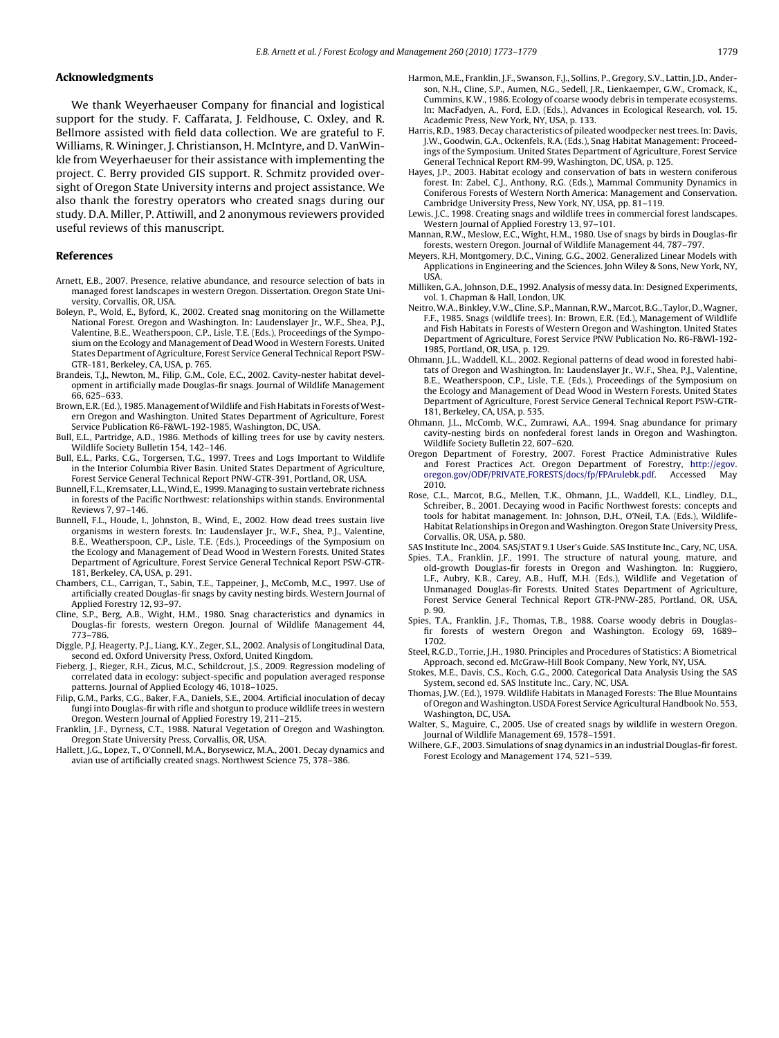## Acknowledgments

We thank Weyerhaeuser Company for financial and logistical support for the study. F. Caffarata, J. Feldhouse, C. Oxley, and R. Bellmore assisted with field data collection. We are grateful to F. Williams, R. Wininger, J. Christianson, H. McIntyre, and D. VanWinkle from Weyerhaeuser for their assistance with implementing the project. C. Berry provided GIS support. R. Schmitz provided oversight of Oregon State University interns and project assistance. We also thank the forestry operators who created snags during our study. D.A. Miller, P. Attiwill, and 2 anonymous reviewers provided useful reviews of this manuscript.

## References

Arnett, E.B., 2007. Presence, relative abundance, and resource selection of bats in managed forest landscapes in western Oregon. Dissertation. Oregon State University, Corvallis, OR, USA.

Boleyn, P., Wold, E., Byford, K., 2002. Created snag monitoring on the Willamette National Forest. Oregon and Washington. In: Laudenslayer Jr., W.F., Shea, P.J., Valentine, B.E., Weatherspoon, C.P., Lisle, T.E. (Eds.), Proceedings of the Symposium on the Ecology and Management of Dead Wood in Western Forests. United States Department of Agriculture, Forest Service General Technical Report PSW-GTR-181, Berkeley, CA, USA, p. 765.

Brandeis, T.J., Newton, M., Filip, G.M., Cole, E.C., 2002. Cavity-nester habitat development in artificially made Douglas-fir snags. Journal of Wildlife Management 66, 625–633.

Brown, E.R. (Ed.), 1985. Management of Wildlife and Fish Habitats in Forests of Western Oregon and Washington. United States Department of Agriculture, Forest Service Publication R6-F&WL-192-1985, Washington, DC, USA.

Bull, E.L., Partridge, A.D., 1986. Methods of killing trees for use by cavity nesters. Wildlife Society Bulletin 154, 142–146.

Bull, E.L., Parks, C.G., Torgersen, T.G., 1997. Trees and Logs Important to Wildlife in the Interior Columbia River Basin. United States Department of Agriculture, Forest Service General Technical Report PNW-GTR-391, Portland, OR, USA.

Bunnell, F.L., Kremsater, L.L., Wind, E., 1999. Managing to sustain vertebrate richness in forests of the Pacific Northwest: relationships within stands. Environmental Reviews 7, 97–146.

Bunnell, F.L., Houde, I., Johnston, B., Wind, E., 2002. How dead trees sustain live organisms in western forests. In: Laudenslayer Jr., W.F., Shea, P.J., Valentine, B.E., Weatherspoon, C.P., Lisle, T.E. (Eds.), Proceedings of the Symposium on the Ecology and Management of Dead Wood in Western Forests. United States Department of Agriculture, Forest Service General Technical Report PSW-GTR-181, Berkeley, CA, USA, p. 291.

Chambers, C.L., Carrigan, T., Sabin, T.E., Tappeiner, J., McComb, M.C., 1997. Use of artificially created Douglas-fir snags by cavity nesting birds. Western Journal of Applied Forestry 12, 93–97.

Cline, S.P., Berg, A.B., Wight, H.M., 1980. Snag characteristics and dynamics in Douglas-fir forests, western Oregon. Journal of Wildlife Management 44, 773–786.

Diggle, P.J, Heagerty, P.J., Liang, K.Y., Zeger, S.L., 2002. Analysis of Longitudinal Data, second ed. Oxford University Press, Oxford, United Kingdom.

Fieberg, J., Rieger, R.H., Zicus, M.C., Schildcrout, J.S., 2009. Regression modeling of correlated data in ecology: subject-specific and population averaged response patterns. Journal of Applied Ecology 46, 1018–1025.

Filip, G.M., Parks, C.G., Baker, F.A., Daniels, S.E., 2004. Artificial inoculation of decay fungi into Douglas-fir with rifle and shotgun to produce wildlife trees in western Oregon. Western Journal of Applied Forestry 19, 211–215.

Franklin, J.F., Dyrness, C.T., 1988. Natural Vegetation of Oregon and Washington. Oregon State University Press, Corvallis, OR, USA.

Hallett, J.G., Lopez, T., O'Connell, M.A., Borysewicz, M.A., 2001. Decay dynamics and avian use of artificially created snags. Northwest Science 75, 378–386.

Harmon, M.E., Franklin, J.F., Swanson, F.J., Sollins, P., Gregory, S.V., Lattin, J.D., Anderson, N.H., Cline, S.P., Aumen, N.G., Sedell, J.R., Lienkaemper, G.W., Cromack, K., Cummins, K.W., 1986. Ecology of coarse woody debris in temperate ecosystems. In: MacFadyen, A., Ford, E.D. (Eds.), Advances in Ecological Research, vol. 15. Academic Press, New York, NY, USA, p. 133.

Harris, R.D., 1983. Decay characteristics of pileated woodpecker nest trees. In: Davis, J.W., Goodwin, G.A., Ockenfels, R.A. (Eds.), Snag Habitat Management: Proceedings of the Symposium. United States Department of Agriculture, Forest Service General Technical Report RM-99, Washington, DC, USA, p. 125.

Hayes, J.P., 2003. Habitat ecology and conservation of bats in western coniferous forest. In: Zabel, C.J., Anthony, R.G. (Eds.), Mammal Community Dynamics in Coniferous Forests of Western North America: Management and Conservation. Cambridge University Press, New York, NY, USA, pp. 81–119.

Lewis, J.C., 1998. Creating snags and wildlife trees in commercial forest landscapes. Western Journal of Applied Forestry 13, 97–101.

Mannan, R.W., Meslow, E.C., Wight, H.M., 1980. Use of snags by birds in Douglas-fir forests, western Oregon. Journal of Wildlife Management 44, 787–797.

Meyers, R.H, Montgomery, D.C., Vining, G.G., 2002. Generalized Linear Models with Applications in Engineering and the Sciences. John Wiley & Sons, New York, NY, USA.

Milliken, G.A., Johnson, D.E., 1992. Analysis of messy data. In: Designed Experiments, vol. 1. Chapman & Hall, London, UK.

Neitro, W.A., Binkley, V.W., Cline, S.P., Mannan, R.W., Marcot, B.G., Taylor, D., Wagner, F.F., 1985. Snags (wildlife trees). In: Brown, E.R. (Ed.), Management of Wildlife and Fish Habitats in Forests of Western Oregon and Washington. United States Department of Agriculture, Forest Service PNW Publication No. R6-F&WI-192-1985, Portland, OR, USA, p. 129.

Ohmann, J.L., Waddell, K.L., 2002. Regional patterns of dead wood in forested habitats of Oregon and Washington. In: Laudenslayer Jr., W.F., Shea, P.J., Valentine, B.E., Weatherspoon, C.P., Lisle, T.E. (Eds.), Proceedings of the Symposium on the Ecology and Management of Dead Wood in Western Forests. United States Department of Agriculture, Forest Service General Technical Report PSW-GTR-181, Berkeley, CA, USA, p. 535.

Ohmann, J.L., McComb, W.C., Zumrawi, A.A., 1994. Snag abundance for primary cavity-nesting birds on nonfederal forest lands in Oregon and Washington. Wildlife Society Bulletin 22, 607–620.

Oregon Department of Forestry, 2007. Forest Practice Administrative Rules and Forest Practices Act. Oregon Department of Forestry, http://egov.oregon.gov/ODF/PRIVATE_FORESTS/docs/fp/FPArulebk.pdf. Accessed May 2010.

Rose, C.L., Marcot, B.G., Mellen, T.K., Ohmann, J.L., Waddell, K.L., Lindley, D.L., Schreiber, B., 2001. Decaying wood in Pacific Northwest forests: concepts and tools for habitat management. In: Johnson, D.H., O'Neil, T.A. (Eds.), Wildlife-Habitat Relationships in Oregon and Washington. Oregon State University Press, Corvallis, OR, USA, p. 580.

SAS Institute Inc., 2004. SAS/STAT 9.1 User's Guide. SAS Institute Inc., Cary, NC, USA.

Spies, T.A., Franklin, J.F., 1991. The structure of natural young, mature, and old-growth Douglas-fir forests in Oregon and Washington. In: Ruggiero, L.F., Aubry, K.B., Carey, A.B., Huff, M.H. (Eds.), Wildlife and Vegetation of Unmanaged Douglas-fir Forests. United States Department of Agriculture, Forest Service General Technical Report GTR-PNW-285, Portland, OR, USA, p. 90.

Spies, T.A., Franklin, J.F., Thomas, T.B., 1988. Coarse woody debris in Douglas-fir forests of western Oregon and Washington. Ecology 69, 1689–1702.

Steel, R.G.D., Torrie, J.H., 1980. Principles and Procedures of Statistics: A Biometrical Approach, second ed. McGraw-Hill Book Company, New York, NY, USA.

Stokes, M.E., Davis, C.S., Koch, G.G., 2000. Categorical Data Analysis Using the SAS System, second ed. SAS Institute Inc., Cary, NC, USA.

Thomas, J.W. (Ed.), 1979. Wildlife Habitats in Managed Forests: The Blue Mountains of Oregon and Washington. USDA Forest Service Agricultural Handbook No. 553, Washington, DC, USA.

Walter, S., Maguire, C., 2005. Use of created snags by wildlife in western Oregon. Journal of Wildlife Management 69, 1578–1591.

Wilhere, G.F., 2003. Simulations of snag dynamics in an industrial Douglas-fir forest. Forest Ecology and Management 174, 521–539.